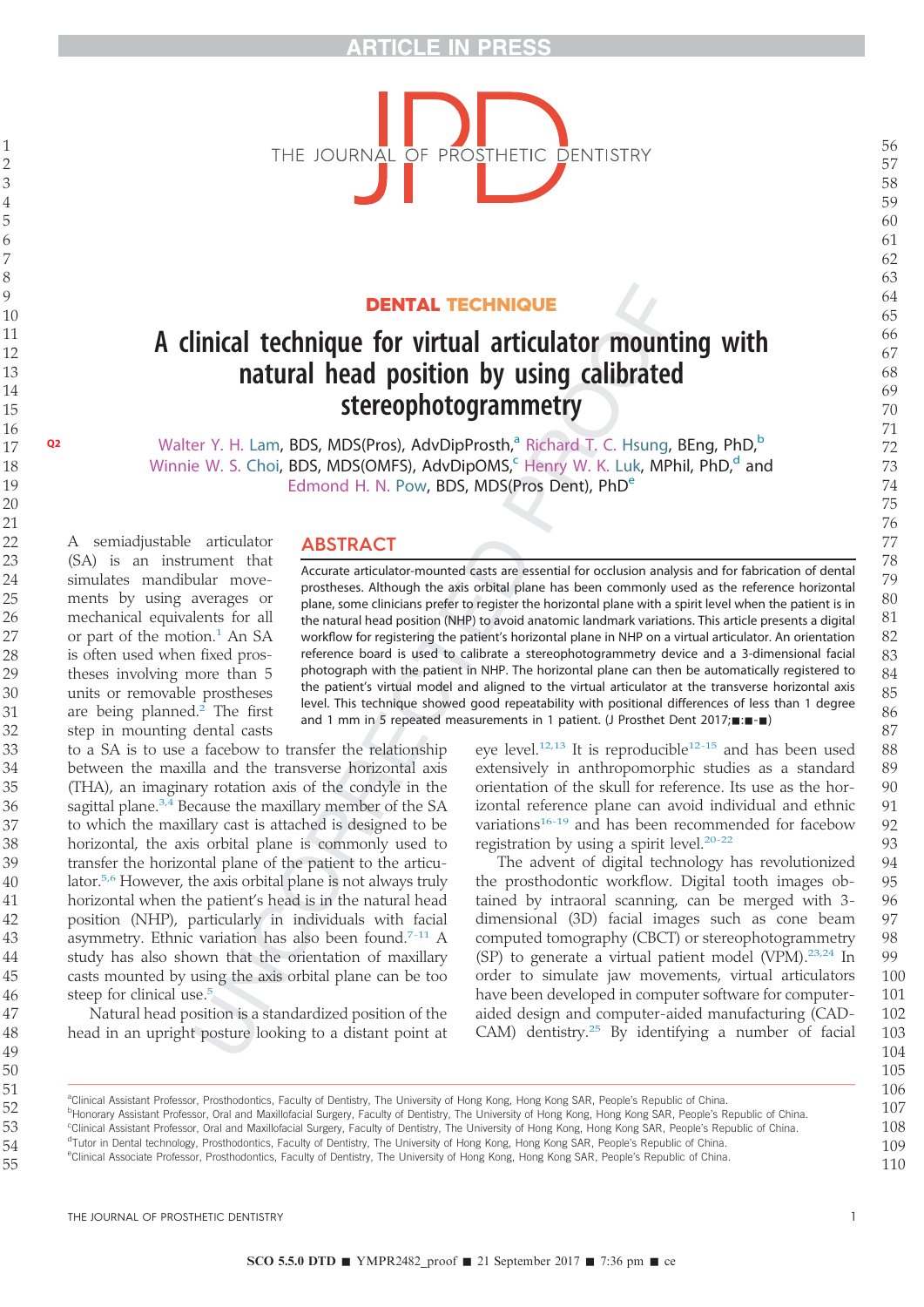DENTAL TECHNIQUE

# A clinical technique for virtual articulator mounting with natural head position by using calibrated stereophotogrammetry

Walter Y. H. Lam, BDS, MDS(Pros), AdvDipProsth,[a] Richard T. C. Hsung, BEng, PhD,[b] Winnie W. S. Choi, BDS, MDS(OMFS), AdvDipOMS,[c] Henry W. K. Luk, MPhil, PhD,[d] and Edmond H. N. Pow, BDS, MDS(Pros Dent), PhD[e]

## ABSTRACT

Accurate articulator-mounted casts are essential for occlusion analysis and for fabrication of dental prostheses. Although the axis orbital plane has been commonly used as the reference horizontal plane, some clinicians prefer to register the horizontal plane with a spirit level when the patient is in the natural head position (NHP) to avoid anatomic landmark variations. This article presents a digital workflow for registering the patient's horizontal plane in NHP on a virtual articulator. An orientation reference board is used to calibrate a stereophotogrammetry device and a 3-dimensional facial photograph with the patient in NHP. The horizontal plane can then be automatically registered to the patient's virtual model and aligned to the virtual articulator at the transverse horizontal axis level. This technique showed good repeatability with positional differences of less than 1 degree and 1 mm in 5 repeated measurements in 1 patient. (J Prosthet Dent 2017;■:■-■)

A semiadjustable articulator (SA) is an instrument that simulates mandibular movements by using averages or mechanical equivalents for all or part of the motion.[1] An SA is often used when fixed prostheses involving more than 5 units or removable prostheses are being planned.[2] The first step in mounting dental casts to a SA is to use a facebow to transfer the relationship between the maxilla and the transverse horizontal axis (THA), an imaginary rotation axis of the condyle in the sagittal plane.[3,4] Because the maxillary member of the SA to which the maxillary cast is attached is designed to be horizontal, the axis orbital plane is commonly used to transfer the horizontal plane of the patient to the articulator.[5,6] However, the axis orbital plane is not always truly horizontal when the patient's head is in the natural head position (NHP), particularly in individuals with facial asymmetry. Ethnic variation has also been found.[7-11] A study has also shown that the orientation of maxillary casts mounted by using the axis orbital plane can be too steep for clinical use.[5]

Natural head position is a standardized position of the head in an upright posture looking to a distant point at eye level.[12,13] It is reproducible[12-15] and has been used extensively in anthropomorphic studies as a standard orientation of the skull for reference. Its use as the horizontal reference plane can avoid individual and ethnic variations[16-19] and has been recommended for facebow registration by using a spirit level.[20-22]

The advent of digital technology has revolutionized the prosthodontic workflow. Digital tooth images obtained by intraoral scanning, can be merged with 3-dimensional (3D) facial images such as cone beam computed tomography (CBCT) or stereophotogrammetry (SP) to generate a virtual patient model (VPM).[23,24] In order to simulate jaw movements, virtual articulators have been developed in computer software for computer-aided design and computer-aided manufacturing (CAD-CAM) dentistry.[25] By identifying a number of facial

[a]Clinical Assistant Professor, Prosthodontics, Faculty of Dentistry, The University of Hong Kong, Hong Kong SAR, People's Republic of China.
[b]Honorary Assistant Professor, Oral and Maxillofacial Surgery, Faculty of Dentistry, The University of Hong Kong, Hong Kong SAR, People's Republic of China.
[c]Clinical Assistant Professor, Oral and Maxillofacial Surgery, Faculty of Dentistry, The University of Hong Kong, Hong Kong SAR, People's Republic of China.
[d]Tutor in Dental technology, Prosthodontics, Faculty of Dentistry, The University of Hong Kong, Hong Kong SAR, People's Republic of China.
[e]Clinical Associate Professor, Prosthodontics, Faculty of Dentistry, The University of Hong Kong, Hong Kong SAR, People's Republic of China.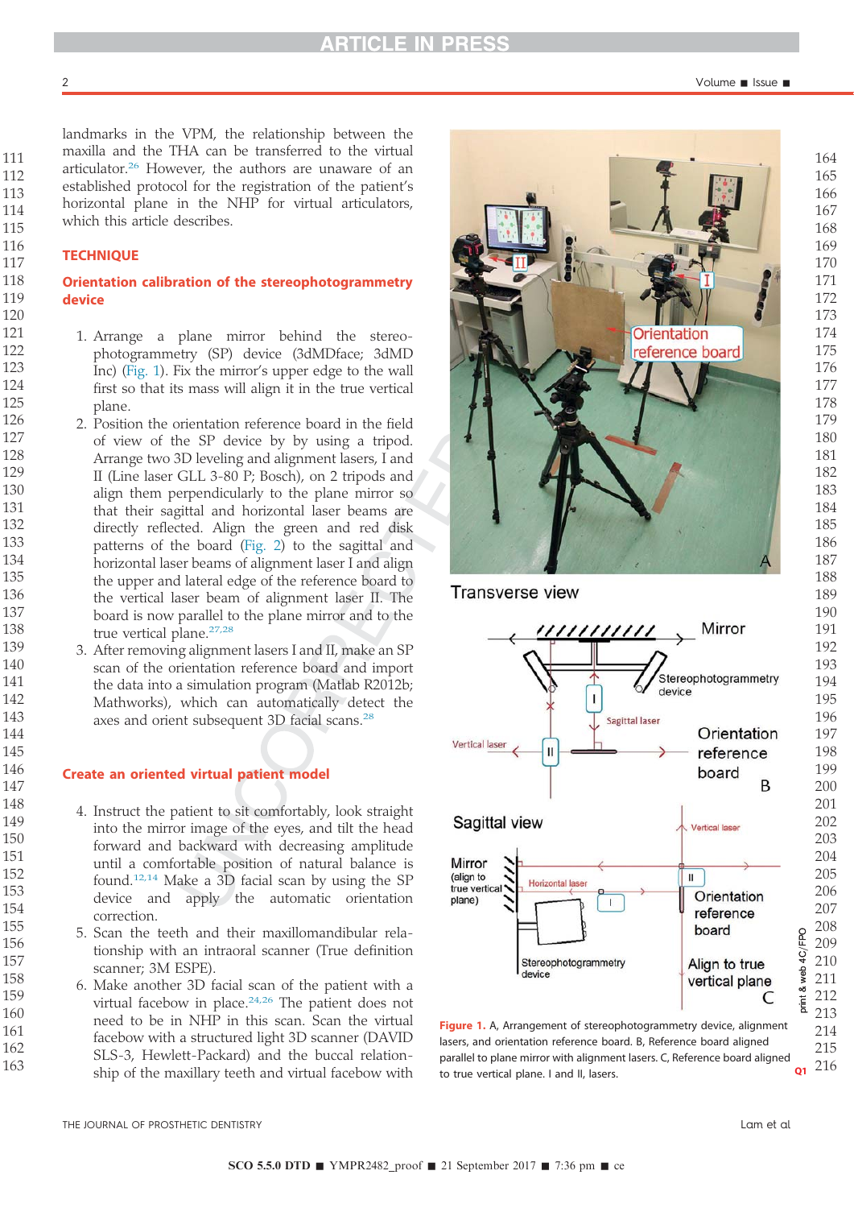landmarks in the VPM, the relationship between the maxilla and the THA can be transferred to the virtual articulator.[26] However, the authors are unaware of an established protocol for the registration of the patient's horizontal plane in the NHP for virtual articulators, which this article describes.

## TECHNIQUE

### Orientation calibration of the stereophotogrammetry device

1. Arrange a plane mirror behind the stereophotogrammetry (SP) device (3dMDface; 3dMD Inc) (Fig. 1). Fix the mirror's upper edge to the wall first so that its mass will align it in the true vertical plane.
2. Position the orientation reference board in the field of view of the SP device by by using a tripod. Arrange two 3D leveling and alignment lasers, I and II (Line laser GLL 3-80 P; Bosch), on 2 tripods and align them perpendicularly to the plane mirror so that their sagittal and horizontal laser beams are directly reflected. Align the green and red disk patterns of the board (Fig. 2) to the sagittal and horizontal laser beams of alignment laser I and align the upper and lateral edge of the reference board to the vertical laser beam of alignment laser II. The board is now parallel to the plane mirror and to the true vertical plane.[27,28]
3. After removing alignment lasers I and II, make an SP scan of the orientation reference board and import the data into a simulation program (Matlab R2012b; Mathworks), which can automatically detect the axes and orient subsequent 3D facial scans.[28]

### Create an oriented virtual patient model

4. Instruct the patient to sit comfortably, look straight into the mirror image of the eyes, and tilt the head forward and backward with decreasing amplitude until a comfortable position of natural balance is found.[12,14] Make a 3D facial scan by using the SP device and apply the automatic orientation correction.
5. Scan the teeth and their maxillomandibular relationship with an intraoral scanner (True definition scanner; 3M ESPE).
6. Make another 3D facial scan of the patient with a virtual facebow in place.[24,26] The patient does not need to be in NHP in this scan. Scan the virtual facebow with a structured light 3D scanner (DAVID SLS-3, Hewlett-Packard) and the buccal relationship of the maxillary teeth and virtual facebow with

**Figure 1.** A, Arrangement of stereophotogrammetry device, alignment lasers, and orientation reference board. B, Reference board aligned parallel to plane mirror with alignment lasers. C, Reference board aligned to true vertical plane. I and II, lasers.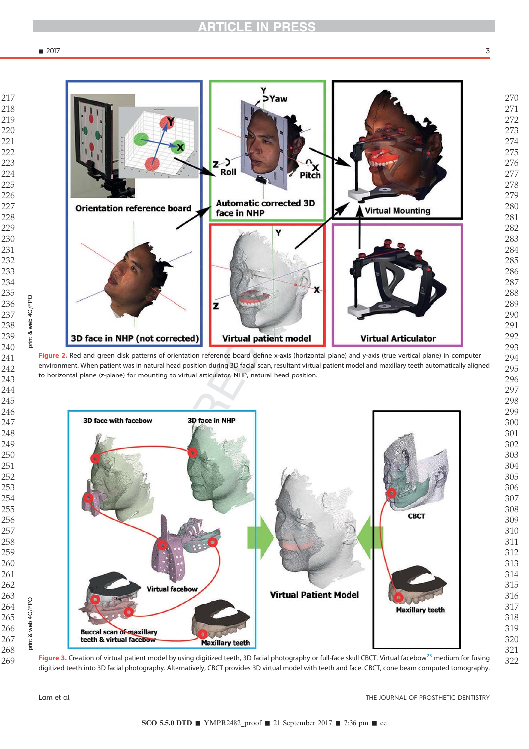**Figure 2.** Red and green disk patterns of orientation reference board define x-axis (horizontal plane) and y-axis (true vertical plane) in computer environment. When patient was in natural head position during 3D facial scan, resultant virtual patient model and maxillary teeth automatically aligned to horizontal plane (z-plane) for mounting to virtual articulator. NHP, natural head position.

**Figure 3.** Creation of virtual patient model by using digitized teeth, 3D facial photography or full-face skull CBCT. Virtual facebow[25] medium for fusing digitized teeth into 3D facial photography. Alternatively, CBCT provides 3D virtual model with teeth and face. CBCT, cone beam computed tomography.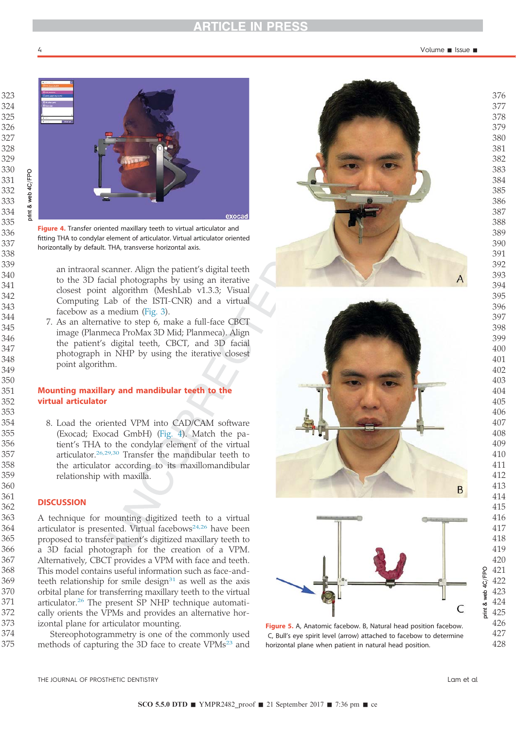Figure 4. Transfer oriented maxillary teeth to virtual articulator and fitting THA to condylar element of articulator. Virtual articulator oriented horizontally by default. THA, transverse horizontal axis.

an intraoral scanner. Align the patient's digital teeth to the 3D facial photographs by using an iterative closest point algorithm (MeshLab v1.3.3; Visual Computing Lab of the ISTI-CNR) and a virtual facebow as a medium (Fig. 3).

7. As an alternative to step 6, make a full-face CBCT image (Planmeca ProMax 3D Mid; Planmeca). Align the patient's digital teeth, CBCT, and 3D facial photograph in NHP by using the iterative closest point algorithm.

## Mounting maxillary and mandibular teeth to the virtual articulator

8. Load the oriented VPM into CAD/CAM software (Exocad; Exocad GmbH) (Fig. 4). Match the patient's THA to the condylar element of the virtual articulator.[26,29,30] Transfer the mandibular teeth to the articulator according to its maxillomandibular relationship with maxilla.

## DISCUSSION

A technique for mounting digitized teeth to a virtual articulator is presented. Virtual facebows[24,26] have been proposed to transfer patient's digitized maxillary teeth to a 3D facial photograph for the creation of a VPM. Alternatively, CBCT provides a VPM with face and teeth. This model contains useful information such as face-and-teeth relationship for smile design[31] as well as the axis orbital plane for transferring maxillary teeth to the virtual articulator.[26] The present SP NHP technique automatically orients the VPMs and provides an alternative horizontal plane for articulator mounting.

Stereophotogrammetry is one of the commonly used methods of capturing the 3D face to create VPMs[23] and

Figure 5. A, Anatomic facebow. B, Natural head position facebow. C, Bull's eye spirit level (arrow) attached to facebow to determine horizontal plane when patient in natural head position.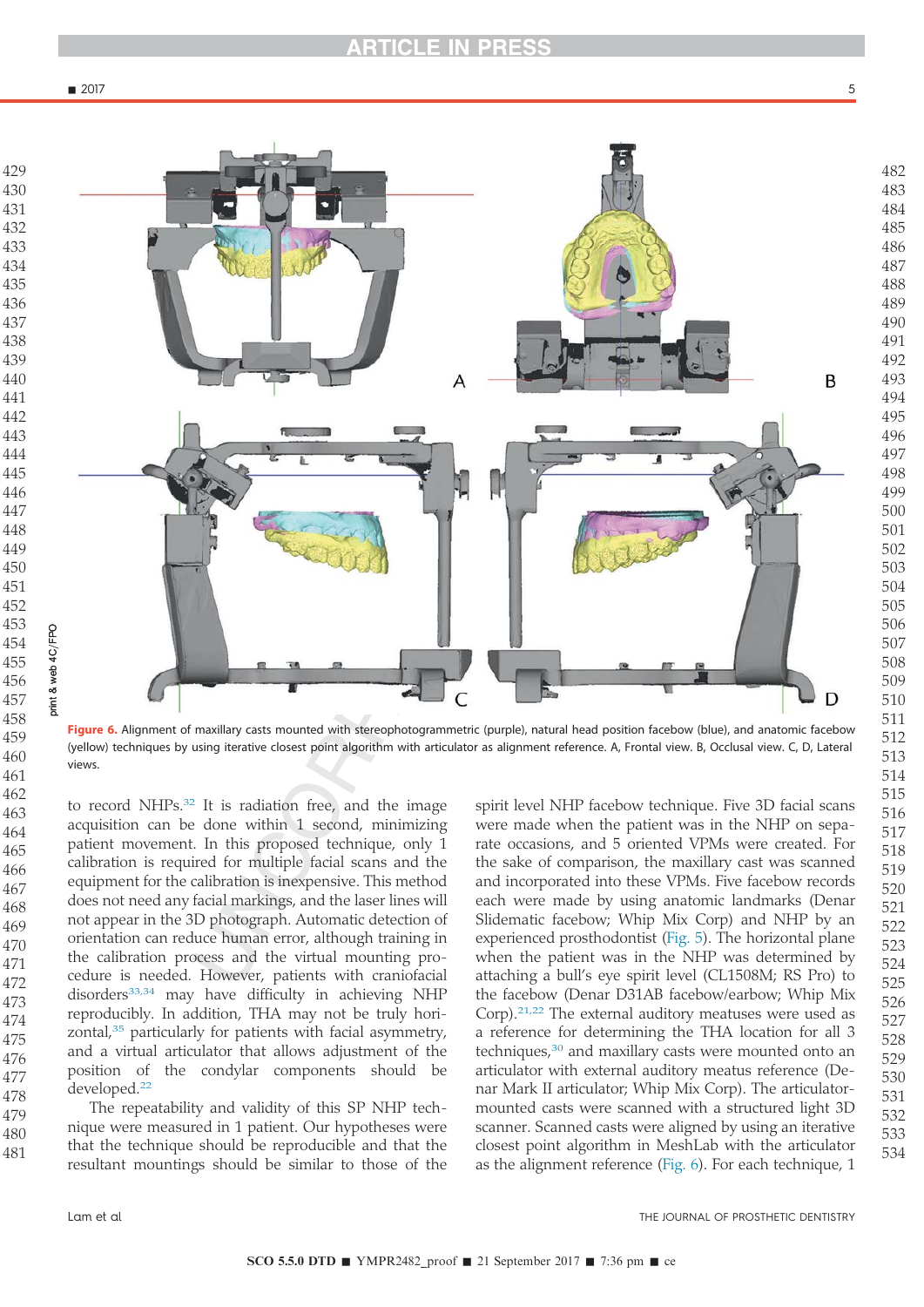Figure 6. Alignment of maxillary casts mounted with stereophotogrammetric (purple), natural head position facebow (blue), and anatomic facebow (yellow) techniques by using iterative closest point algorithm with articulator as alignment reference. A, Frontal view. B, Occlusal view. C, D, Lateral views.

to record NHPs.[32] It is radiation free, and the image acquisition can be done within 1 second, minimizing patient movement. In this proposed technique, only 1 calibration is required for multiple facial scans and the equipment for the calibration is inexpensive. This method does not need any facial markings, and the laser lines will not appear in the 3D photograph. Automatic detection of orientation can reduce human error, although training in the calibration process and the virtual mounting procedure is needed. However, patients with craniofacial disorders[33,34] may have difficulty in achieving NHP reproducibly. In addition, THA may not be truly horizontal,[35] particularly for patients with facial asymmetry, and a virtual articulator that allows adjustment of the position of the condylar components should be developed.[22]

The repeatability and validity of this SP NHP technique were measured in 1 patient. Our hypotheses were that the technique should be reproducible and that the resultant mountings should be similar to those of the spirit level NHP facebow technique. Five 3D facial scans were made when the patient was in the NHP on separate occasions, and 5 oriented VPMs were created. For the sake of comparison, the maxillary cast was scanned and incorporated into these VPMs. Five facebow records each were made by using anatomic landmarks (Denar Slidematic facebow; Whip Mix Corp) and NHP by an experienced prosthodontist (Fig. 5). The horizontal plane when the patient was in the NHP was determined by attaching a bull's eye spirit level (CL1508M; RS Pro) to the facebow (Denar D31AB facebow/earbow; Whip Mix Corp).[21,22] The external auditory meatuses were used as a reference for determining the THA location for all 3 techniques,[30] and maxillary casts were mounted onto an articulator with external auditory meatus reference (Denar Mark II articulator; Whip Mix Corp). The articulator-mounted casts were scanned with a structured light 3D scanner. Scanned casts were aligned by using an iterative closest point algorithm in MeshLab with the articulator as the alignment reference (Fig. 6). For each technique, 1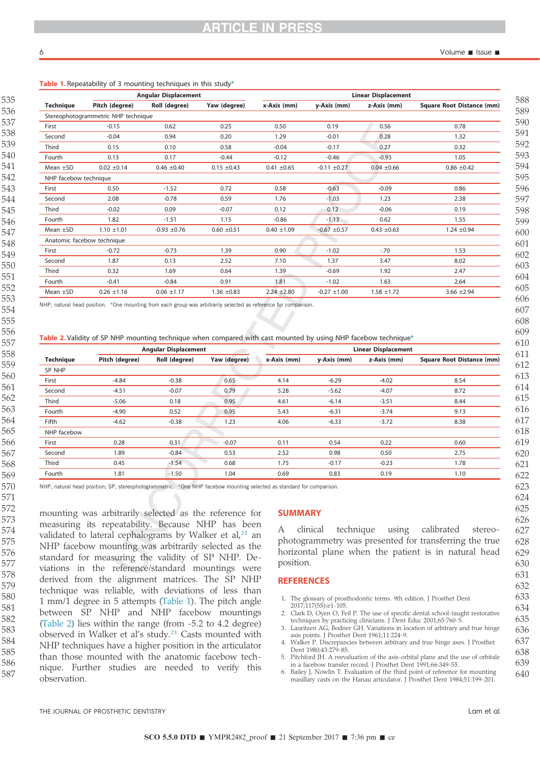**Table 1.** Repeatability of 3 mounting techniques in this study*

| Technique | Angular Displacement | | | Linear Displacement | | | |
|---|---|---|---|---|---|---|---|
| | Pitch (degree) | Roll (degree) | Yaw (degree) | x-Axis (mm) | y-Axis (mm) | z-Axis (mm) | Square Root Distance (mm) |
| Stereophotogrammetric NHP technique | | | | | | | |
| First | -0.15 | 0.62 | 0.25 | 0.50 | 0.19 | 0.56 | 0.78 |
| Second | -0.04 | 0.94 | 0.20 | 1.29 | -0.01 | 0.28 | 1.32 |
| Third | 0.15 | 0.10 | 0.58 | -0.04 | -0.17 | 0.27 | 0.32 |
| Fourth | 0.13 | 0.17 | -0.44 | -0.12 | -0.46 | -0.93 | 1.05 |
| Mean ±SD | 0.02 ±0.14 | 0.46 ±0.40 | 0.15 ±0.43 | 0.41 ±0.65 | -0.11 ±0.27 | 0.04 ±0.66 | 0.86 ±0.42 |
| NHP facebow technique | | | | | | | |
| First | 0.50 | -1.52 | 0.72 | 0.58 | -0.63 | -0.09 | 0.86 |
| Second | 2.08 | -0.78 | 0.59 | 1.76 | -1.03 | 1.23 | 2.38 |
| Third | -0.02 | 0.09 | -0.07 | 0.12 | 0.12 | -0.06 | 0.19 |
| Fourth | 1.82 | -1.51 | 1.15 | -0.86 | -1.13 | 0.62 | 1.55 |
| Mean ±SD | 1.10 ±1.01 | -0.93 ±0.76 | 0.60 ±0.51 | 0.40 ±1.09 | -0.67 ±0.57 | 0.43 ±0.63 | 1.24 ±0.94 |
| Anatomic facebow technique | | | | | | | |
| First | -0.72 | -0.73 | 1.39 | 0.90 | -1.02 | -.70 | 1.53 |
| Second | 1.87 | 0.13 | 2.52 | 7.10 | 1.37 | 3.47 | 8.02 |
| Third | 0.32 | 1.69 | 0.64 | 1.39 | -0.69 | 1.92 | 2.47 |
| Fourth | -0.41 | -0.84 | 0.91 | 1.81 | -1.02 | 1.63 | 2.64 |
| Mean ±SD | 0.26 ±1.16 | 0.06 ±1.17 | 1.36 ±0.83 | 2.24 ±2.80 | -0.27 ±1.00 | 1.58 ±1.72 | 3.66 ±2.94 |

NHP, natural head position. *One mounting from each group was arbitrarily selected as reference for comparison.

**Table 2.** Validity of SP NHP mounting technique when compared with cast mounted by using NHP facebow technique*

| Technique | Angular Displacement | | | Linear Displacement | | | |
|---|---|---|---|---|---|---|---|
| | Pitch (degree) | Roll (degree) | Yaw (degree) | x-Axis (mm) | y-Axis (mm) | z-Axis (mm) | Square Root Distance (mm) |
| SP NHP | | | | | | | |
| First | -4.84 | -0.38 | 0.65 | 4.14 | -6.29 | -4.02 | 8.54 |
| Second | -4.51 | -0.07 | 0.79 | 5.28 | -5.62 | -4.07 | 8.72 |
| Third | -5.06 | 0.18 | 0.95 | 4.61 | -6.14 | -3.51 | 8.44 |
| Fourth | -4.90 | 0.52 | 0.95 | 5.43 | -6.31 | -3.74 | 9.13 |
| Fifth | -4.62 | -0.38 | 1.23 | 4.06 | -6.33 | -3.72 | 8.38 |
| NHP facebow | | | | | | | |
| First | 0.28 | 0.31 | -0.07 | 0.11 | 0.54 | 0.22 | 0.60 |
| Second | 1.89 | -0.84 | 0.53 | 2.52 | 0.98 | 0.50 | 2.75 |
| Third | 0.45 | -1.54 | 0.68 | 1.75 | -0.17 | -0.23 | 1.78 |
| Fourth | 1.81 | -1.50 | 1.04 | 0.69 | 0.83 | 0.19 | 1.10 |

NHP, natural head position; SP, stereophotogrammetric. *One NHP facebow mounting selected as standard for comparison.

mounting was arbitrarily selected as the reference for measuring its repeatability. Because NHP has been validated to lateral cephalograms by Walker et al,[21] an NHP facebow mounting was arbitrarily selected as the standard for measuring the validity of SP NHP. Deviations in the reference/standard mountings were derived from the alignment matrices. The SP NHP technique was reliable, with deviations of less than 1 mm/1 degree in 5 attempts (Table 1). The pitch angle between SP NHP and NHP facebow mountings (Table 2) lies within the range (from -5.2 to 4.2 degree) observed in Walker et al's study.[21] Casts mounted with NHP techniques have a higher position in the articulator than those mounted with the anatomic facebow technique. Further studies are needed to verify this observation.

## SUMMARY

A clinical technique using calibrated stereophotogrammetry was presented for transferring the true horizontal plane when the patient is in natural head position.

## REFERENCES

1. The glossary of prosthodontic terms. 9th edition. J Prosthet Dent 2017;117(5S):e1-105.
2. Clark D, Oyen O, Feil P. The use of specific dental school-taught restorative techniques by practicing clinicians. J Dent Educ 2001;65:760-5.
3. Lauritzen AG, Bodner GH. Variations in location of arbitrary and true hinge axis points. J Prosthet Dent 1961;11:224-9.
4. Walker P. Discrepancies between arbitrary and true hinge axes. J Prosthet Dent 1980;43:279-85.
5. Pitchford JH. A reevaluation of the axis-orbital plane and the use of orbitale in a facebow transfer record. J Prosthet Dent 1991;66:349-55.
6. Bailey J, Nowlin T. Evaluation of the third point of reference for mounting maxillary casts on the Hanau articulator. J Prosthet Dent 1984;51:199-201.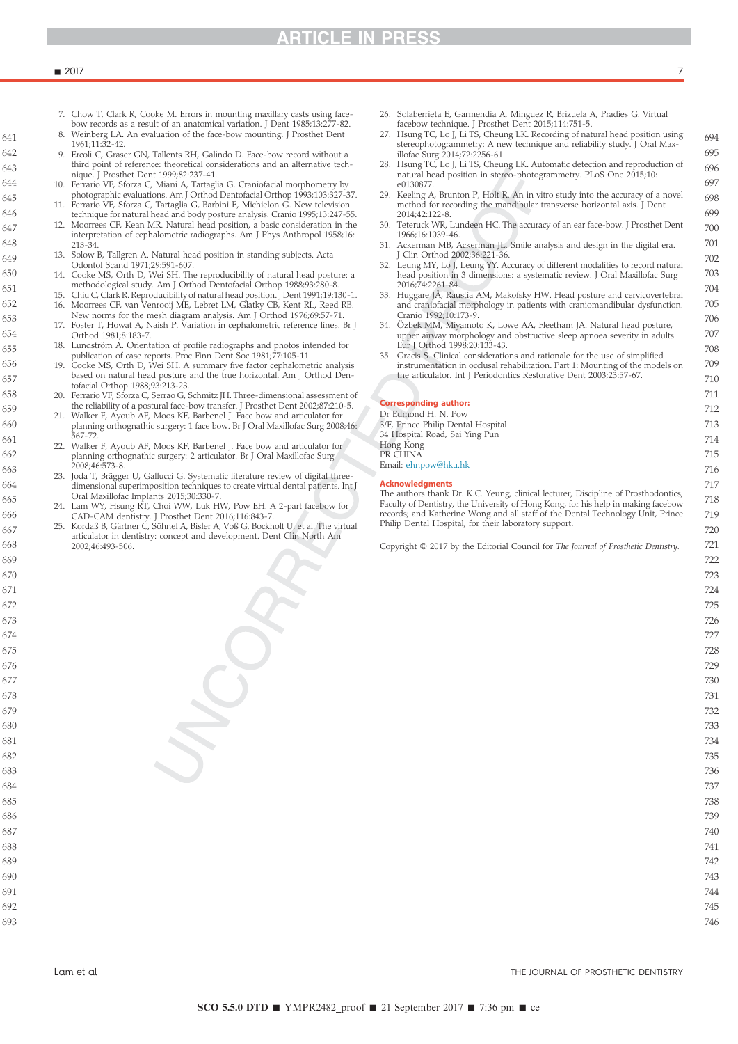7. Chow T, Clark R, Cooke M. Errors in mounting maxillary casts using face-bow records as a result of an anatomical variation. J Dent 1985;13:277-82.
8. Weinberg LA. An evaluation of the face-bow mounting. J Prosthet Dent 1961;11:32-42.
9. Ercoli C, Graser GN, Tallents RH, Galindo D. Face-bow record without a third point of reference: theoretical considerations and an alternative technique. J Prosthet Dent 1999;82:237-41.
10. Ferrario VF, Sforza C, Miani A, Tartaglia G. Craniofacial morphometry by photographic evaluations. Am J Orthod Dentofacial Orthop 1993;103:327-37.
11. Ferrario VF, Sforza C, Tartaglia G, Barbini E, Michielon G. New television technique for natural head and body posture analysis. Cranio 1995;13:247-55.
12. Moorrees CF, Kean MR. Natural head position, a basic consideration in the interpretation of cephalometric radiographs. Am J Phys Anthropol 1958;16:213-34.
13. Solow B, Tallgren A. Natural head position in standing subjects. Acta Odontol Scand 1971;29:591-607.
14. Cooke MS, Orth D, Wei SH. The reproducibility of natural head posture: a methodological study. Am J Orthod Dentofacial Orthop 1988;93:280-8.
15. Chiu C, Clark R. Reproducibility of natural head position. J Dent 1991;19:130-1.
16. Moorrees CF, van Venrooij ME, Lebret LM, Glatky CB, Kent RL, Reed RB. New norms for the mesh diagram analysis. Am J Orthod 1976;69:57-71.
17. Foster T, Howat A, Naish P. Variation in cephalometric reference lines. Br J Orthod 1981;8:183-7.
18. Lundström A. Orientation of profile radiographs and photos intended for publication of case reports. Proc Finn Dent Soc 1981;77:105-11.
19. Cooke MS, Orth D, Wei SH. A summary five factor cephalometric analysis based on natural head posture and the true horizontal. Am J Orthod Dentofacial Orthop 1988;93:213-23.
20. Ferrario VF, Sforza C, Serrao G, Schmitz JH. Three-dimensional assessment of the reliability of a postural face-bow transfer. J Prosthet Dent 2002;87:210-5.
21. Walker F, Ayoub AF, Moos KF, Barbenel J. Face bow and articulator for planning orthognathic surgery: 1 face bow. Br J Oral Maxillofac Surg 2008;46:567-72.
22. Walker F, Ayoub AF, Moos KF, Barbenel J. Face bow and articulator for planning orthognathic surgery: 2 articulator. Br J Oral Maxillofac Surg 2008;46:573-8.
23. Joda T, Brägger U, Gallucci G. Systematic literature review of digital three-dimensional superimposition techniques to create virtual dental patients. Int J Oral Maxillofac Implants 2015;30:330-7.
24. Lam WY, Hsung RT, Choi WW, Luk HW, Pow EH. A 2-part facebow for CAD-CAM dentistry. J Prosthet Dent 2016;116:843-7.
25. Kordaß B, Gärtner C, Söhnel A, Bisler A, Voß G, Bockholt U, et al. The virtual articulator in dentistry: concept and development. Dent Clin North Am 2002;46:493-506.
26. Solaberrieta E, Garmendia A, Minguez R, Brizuela A, Pradies G. Virtual facebow technique. J Prosthet Dent 2015;114:751-5.
27. Hsung TC, Lo J, Li TS, Cheung LK. Recording of natural head position using stereophotogrammetry: A new technique and reliability study. J Oral Maxillofac Surg 2014;72:2256-61.
28. Hsung TC, Lo J, Li TS, Cheung LK. Automatic detection and reproduction of natural head position in stereo-photogrammetry. PLoS One 2015;10:e0130877.
29. Keeling A, Brunton P, Holt R. An in vitro study into the accuracy of a novel method for recording the mandibular transverse horizontal axis. J Dent 2014;42:122-8.
30. Teteruck WR, Lundeen HC. The accuracy of an ear face-bow. J Prosthet Dent 1966;16:1039-46.
31. Ackerman MB, Ackerman JL. Smile analysis and design in the digital era. J Clin Orthod 2002;36:221-36.
32. Leung MY, Lo J, Leung YY. Accuracy of different modalities to record natural head position in 3 dimensions: a systematic review. J Oral Maxillofac Surg 2016;74:2261-84.
33. Huggare JA, Raustia AM, Makofsky HW. Head posture and cervicovertebral and craniofacial morphology in patients with craniomandibular dysfunction. Cranio 1992;10:173-9.
34. Özbek MM, Miyamoto K, Lowe AA, Fleetham JA. Natural head posture, upper airway morphology and obstructive sleep apnoea severity in adults. Eur J Orthod 1998;20:133-43.
35. Gracis S. Clinical considerations and rationale for the use of simplified instrumentation in occlusal rehabilitation. Part 1: Mounting of the models on the articulator. Int J Periodontics Restorative Dent 2003;23:57-67.

## Corresponding author:

Dr Edmond H. N. Pow
3/F, Prince Philip Dental Hospital
34 Hospital Road, Sai Ying Pun
Hong Kong
PR CHINA
Email: ehnpow@hku.hk

## Acknowledgments

The authors thank Dr. K.C. Yeung, clinical lecturer, Discipline of Prosthodontics, Faculty of Dentistry, the University of Hong Kong, for his help in making facebow records; and Katherine Wong and all staff of the Dental Technology Unit, Prince Philip Dental Hospital, for their laboratory support.

Copyright © 2017 by the Editorial Council for *The Journal of Prosthetic Dentistry.*